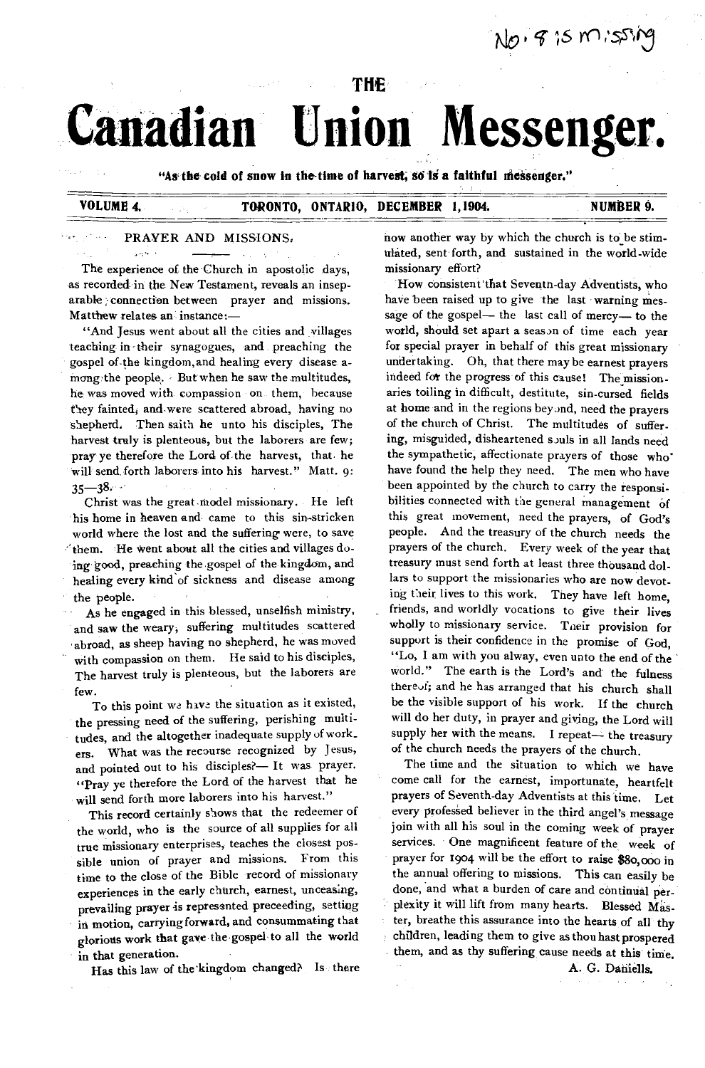No. 9 is missing

THE

# Canadian Union Messenger.

"As the cold of snow in the time of harvest, so is a faithful messenger."

**VOLUME 4. TORONTO, ONTARIO, DECEMBER 1, 1904. NUMBER 9.**

## PRAYER AND MISSIONS.

The experience of the Church in apostolic days, as recorded in the New Testament, reveals an inseparable connection between prayer and missions. Matthew relates an instance:—

"And Jesus went about all the cities and villages teaching in their synagogues, and preaching the gospel of the kingdom, and healing every disease among the people. But when he saw the multitudes, he was moved with compassion on them, because they fainted, and were scattered abroad, having no shepherd. Then saith he unto his disciples, The harvest truly is plenteous, but the laborers are few; pray ye therefore the Lord of the harvest, that he will send forth laborers into his harvest." Matt. 9: 35—38.

Christ was the great model missionary. He left his home in heaven and came to this sin-stricken world where the lost and the suffering were, to save them. He went about all the cities and villages doing good, preaching the gospel of the kingdom, and healing every kind of sickness and disease among the people.

As he engaged in this blessed, unselfish ministry, and saw the weary, suffering multitudes scattered abroad, as sheep having no shepherd, he was moved with compassion on them. He said to his disciples, The harvest truly is plenteous, but the laborers are few.

To this point we have the situation as it existed, the pressing need of the suffering, perishing multitudes, and the altogether inadequate supply of workers. What was the recourse recognized by Jesus, and pointed out to his disciples?— It was prayer. "Pray ye therefore the Lord of the harvest that he will send forth more laborers into his harvest."

This record certainly shows that the redeemer of the world, who is the source of all supplies for all true missionary enterprises, teaches the closest possible union of prayer and missions. From this time to the close of the Bible record of missionary experiences in the early church, earnest, unceasing, prevailing prayer is represented preceeding, setting in motion, carrying forward, and consummating that glorious work that gave the gospel to all the world in that generation.

Has this law of the kingdom changed? Is there now another way by which the church is to be stimulated, sent forth, and sustained in the world-wide missionary effort?

How consistent that Seventh-day Adventists, who have been raised up to give the last warning message of the gospel— the last call of mercy— to the world, should set apart a season of time each year for special prayer in behalf of this great missionary undertaking. Oh, that there may be earnest prayers indeed for the progress of this cause! The missionaries toiling in difficult, destitute, sin-cursed fields at home and in the regions beyond, need the prayers of the church of Christ. The multitudes of suffering, misguided, disheartened souls in all lands need the sympathetic, affectionate prayers of those who have found the help they need. The men who have been appointed by the church to carry the responsibilities connected with the general management of this great movement, need the prayers, of God's people. And the treasury of the church needs the prayers of the church. Every week of the year that treasury must send forth at least three thousand dollars to support the missionaries who are now devoting their lives to this work. They have left home, friends, and worldly vocations to give their lives wholly to missionary service. Their provision for support is their confidence in the promise of God, "Lo, I am with you alway, even unto the end of the world." The earth is the Lord's and the fulness thereof; and he has arranged that his church shall be the visible support of his work. If the church will do her duty, in prayer and giving, the Lord will supply her with the means. I repeat— the treasury of the church needs the prayers of the church.

The time and the situation to which we have come call for the earnest, importunate, heartfelt prayers of Seventh-day Adventists at this time. Let every professed believer in the third angel's message join with all his soul in the coming week of prayer services. One magnificent feature of the week of prayer for 1904 will be the effort to raise $80,000 in the annual offering to missions. This can easily be done, and what a burden of care and continual perplexity it will lift from many hearts. Blessed Master, breathe this assurance into the hearts of all thy children, leading them to give as thou hast prospered them, and as thy suffering cause needs at this time.

A. G. Daniells.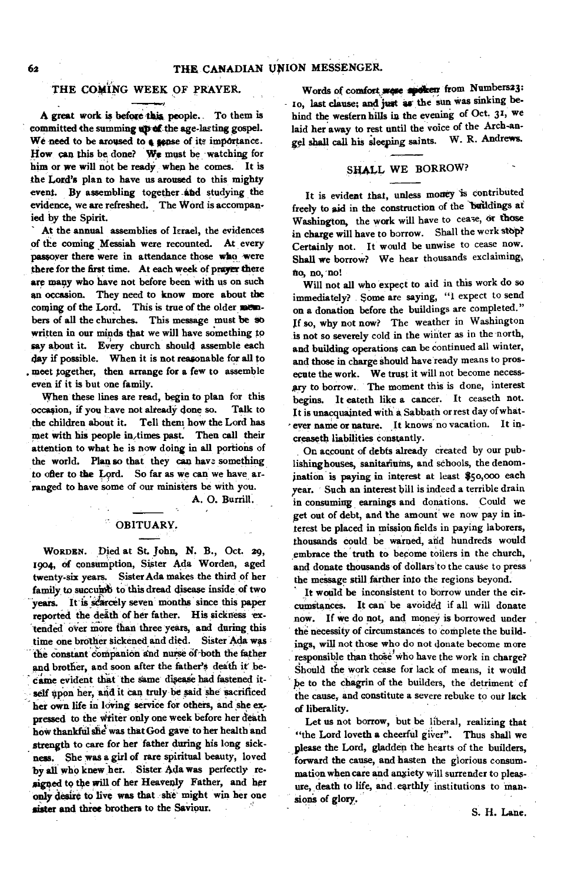## THE COMING WEEK OF PRAYER.

A great work is before this people. To them is committed the summing up of the age-lasting gospel. We need to be aroused to a sense of its importance. How can this be done? We must be watching for him or we will not be ready when he comes. It is the Lord's plan to have us aroused to this mighty event. By assembling together and studying the evidence, we are refreshed. The Word is accompanied by the Spirit.

At the annual assemblies of Israel, the evidences of the coming Messiah were recounted. At every passover there were in attendance those who were there for the first time. At each week of prayer there are many who have not before been with us on such an occasion. They need to know more about the coming of the Lord. This is true of the older members of all the churches. This message must be so written in our minds that we will have something to say about it. Every church should assemble each day if possible. When it is not reasonable for all to meet together, then arrange for a few to assemble even if it is but one family.

When these lines are read, begin to plan for this occasion, if you have not already done so. Talk to the children about it. Tell them how the Lord has met with his people in times past. Then call their attention to what he is now doing in all portions of the world. Plan so that they can have something to offer to the Lord. So far as we can we have arranged to have some of our ministers be with you.

A. O. Burrill.

## OBITUARY.

WORDEN. Died at St. John, N. B., Oct. 29, 1904, of consumption, Sister Ada Worden, aged twenty-six years. Sister Ada makes the third of her family to succumb to this dread disease inside of two years. It is scarcely seven months since this paper reported the death of her father. His sickness extended over more than three years, and during this time one brother sickened and died. Sister Ada was the constant companion and nurse of both the father and brother, and soon after the father's death it became evident that the same disease had fastened itself upon her, and it can truly be said she sacrificed her own life in loving service for others, and she expressed to the writer only one week before her death how thankful she was that God gave to her health and strength to care for her father during his long sickness. She was a girl of rare spiritual beauty, loved by all who knew her. Sister Ada was perfectly resigned to the will of her Heavenly Father, and her only desire to live was that she might win her one sister and three brothers to the Saviour.

Words of comfort were spoken from Numbers 23: 10, last clause; and just as the sun was sinking behind the western hills in the evening of Oct. 31, we laid her away to rest until the voice of the Arch-angel shall call his sleeping saints. W. R. Andrews.

## SHALL WE BORROW?

It is evident that, unless money is contributed freely to aid in the construction of the buildings at Washington, the work will have to cease, or those in charge will have to borrow. Shall the work stop? Certainly not. It would be unwise to cease now. Shall we borrow? We hear thousands exclaiming, no, no, no!

Will not all who expect to aid in this work do so immediately? Some are saying, "I expect to send on a donation before the buildings are completed." If so, why not now? The weather in Washington is not so severely cold in the winter as in the north, and building operations can be continued all winter, and those in charge should have ready means to prosecute the work. We trust it will not become necessary to borrow. The moment this is done, interest begins. It eateth like a cancer. It ceaseth not. It is unacquainted with a Sabbath or rest day of whatever name or nature. It knows no vacation. It increaseth liabilities constantly.

On account of debts already created by our publishing houses, sanitariums, and schools, the denomination is paying in interest at least $50,000 each year. Such an interest bill is indeed a terrible drain in consuming earnings and donations. Could we get out of debt, and the amount we now pay in interest be placed in mission fields in paying laborers, thousands could be warned, and hundreds would embrace the truth to become toilers in the church, and donate thousands of dollars to the cause to press the message still farther into the regions beyond.

It would be inconsistent to borrow under the circumstances. It can be avoided if all will donate now. If we do not, and money is borrowed under the necessity of circumstances to complete the buildings, will not those who do not donate become more responsible than those who have the work in charge? Should the work cease for lack of means, it would be to the chagrin of the builders, the detriment of the cause, and constitute a severe rebuke to our lack of liberality.

Let us not borrow, but be liberal, realizing that "the Lord loveth a cheerful giver". Thus shall we please the Lord, gladden the hearts of the builders, forward the cause, and hasten the glorious consummation when care and anxiety will surrender to pleasure, death to life, and earthly institutions to mansions of glory.

S. H. Lane.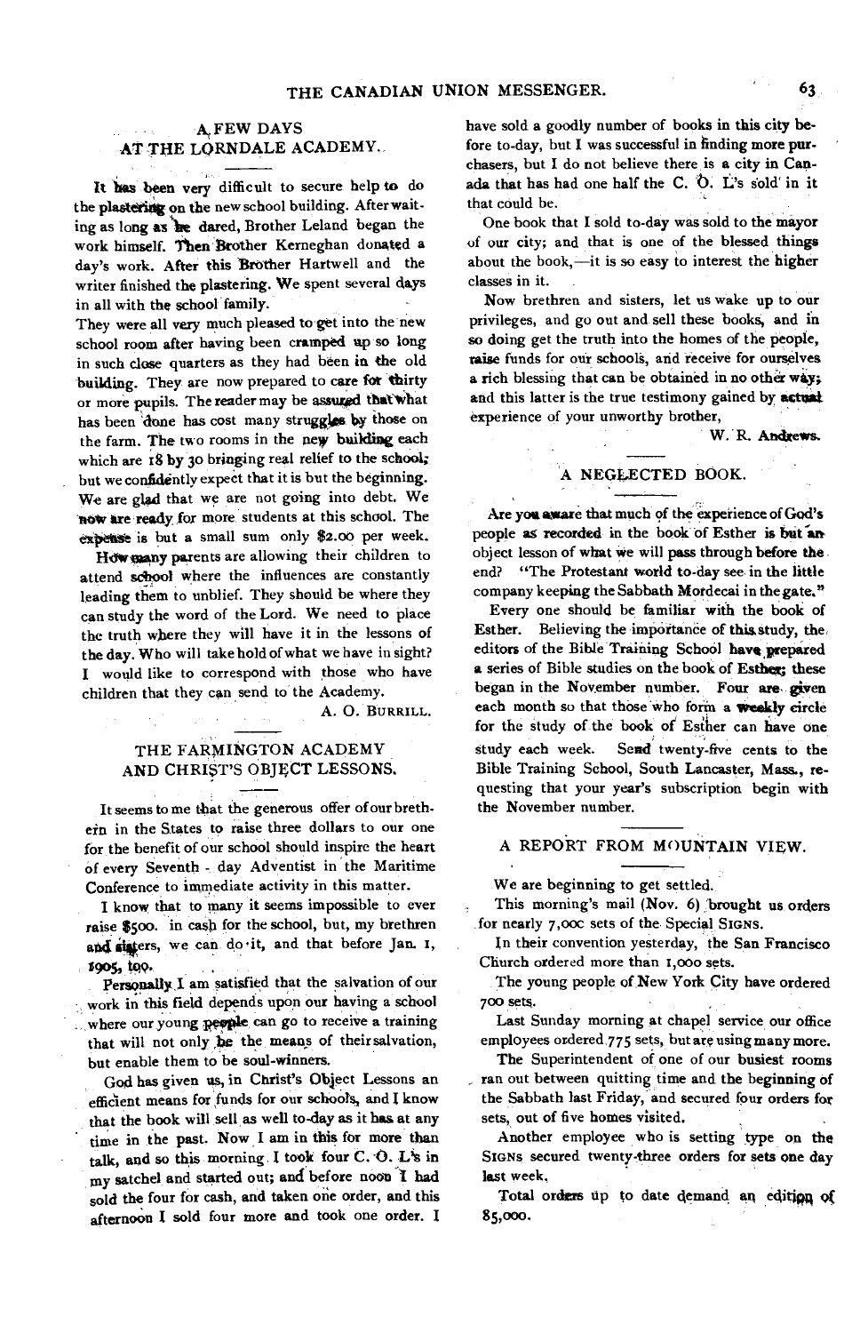## A FEW DAYS AT THE LORNDALE ACADEMY.

It has been very difficult to secure help to do the plastering on the new school building. After waiting as long as he dared, Brother Leland began the work himself. Then Brother Kerneghan donated a day's work. After this Brother Hartwell and the writer finished the plastering. We spent several days in all with the school family.

They were all very much pleased to get into the new school room after having been cramped up so long in such close quarters as they had been in the old building. They are now prepared to care for thirty or more pupils. The reader may be assured that what has been done has cost many struggles by those on the farm. The two rooms in the new building each which are 18 by 30 bringing real relief to the school; but we confidently expect that it is but the beginning. We are glad that we are not going into debt. We now are ready for more students at this school. The expense is but a small sum only $2.00 per week.

How many parents are allowing their children to attend school where the influences are constantly leading them to unblief. They should be where they can study the word of the Lord. We need to place the truth where they will have it in the lessons of the day. Who will take hold of what we have in sight? I would like to correspond with those who have children that they can send to the Academy.

A. O. BURRILL.

## THE FARMINGTON ACADEMY AND CHRIST'S OBJECT LESSONS.

It seems to me that the generous offer of our brethren in the States to raise three dollars to our one for the benefit of our school should inspire the heart of every Seventh - day Adventist in the Maritime Conference to immediate activity in this matter.

I know that to many it seems impossible to ever raise $500. in cash for the school, but, my brethren and sisters, we can do it, and that before Jan. 1, 1905, too.

Personally I am satisfied that the salvation of our work in this field depends upon our having a school where our young people can go to receive a training that will not only be the means of their salvation, but enable them to be soul-winners.

God has given us, in Christ's Object Lessons an efficient means for funds for our schools, and I know that the book will sell as well to-day as it has at any time in the past. Now I am in this for more than talk, and so this morning I took four C. O. L's in my satchel and started out; and before noon I had sold the four for cash, and taken one order, and this afternoon I sold four more and took one order. I have sold a goodly number of books in this city before to-day, but I was successful in finding more purchasers, but I do not believe there is a city in Canada that has had one half the C. O. L's sold in it that could be.

One book that I sold to-day was sold to the mayor of our city; and that is one of the blessed things about the book,—it is so easy to interest the higher classes in it.

Now brethren and sisters, let us wake up to our privileges, and go out and sell these books, and in so doing get the truth into the homes of the people, raise funds for our schools, and receive for ourselves a rich blessing that can be obtained in no other way; and this latter is the true testimony gained by actual experience of your unworthy brother,

W. R. Andrews.

## A NEGLECTED BOOK.

Are you aware that much of the experience of God's people as recorded in the book of Esther is but an object lesson of what we will pass through before the end? "The Protestant world to-day see in the little company keeping the Sabbath Mordecai in the gate."

Every one should be familiar with the book of Esther. Believing the importance of this study, the editors of the Bible Training School have prepared a series of Bible studies on the book of Esther; these began in the November number. Four are given each month so that those who form a weekly circle for the study of the book of Esther can have one study each week. Send twenty-five cents to the Bible Training School, South Lancaster, Mass., requesting that your year's subscription begin with the November number.

## A REPORT FROM MOUNTAIN VIEW.

We are beginning to get settled.

This morning's mail (Nov. 6) brought us orders for nearly 7,000 sets of the Special SIGNS.

In their convention yesterday, the San Francisco Church ordered more than 1,000 sets.

The young people of New York City have ordered 700 sets.

Last Sunday morning at chapel service our office employees ordered 775 sets, but are using many more.

The Superintendent of one of our busiest rooms ran out between quitting time and the beginning of the Sabbath last Friday, and secured four orders for sets, out of five homes visited.

Another employee who is setting type on the SIGNS secured twenty-three orders for sets one day last week.

Total orders up to date demand an edition of 85,000.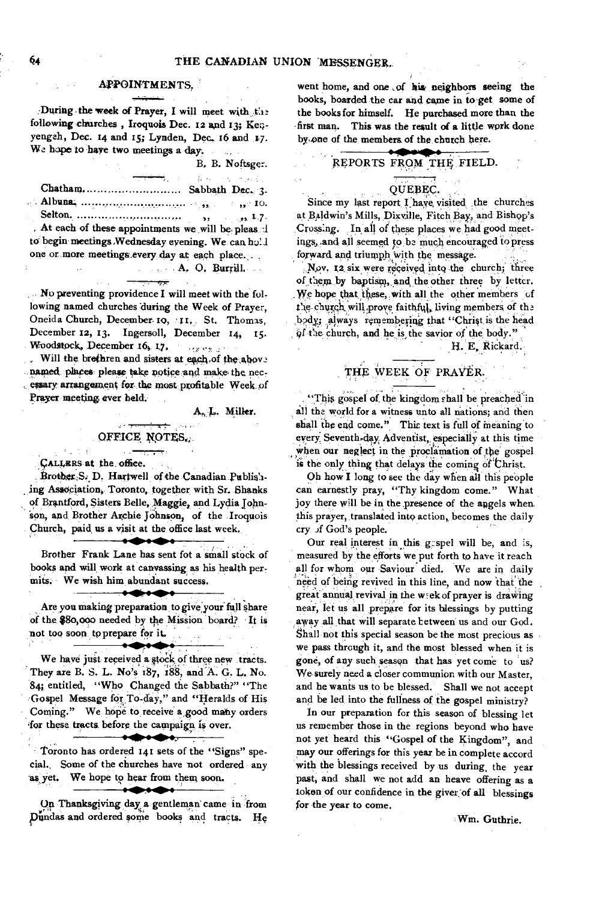## APPOINTMENTS.

During the week of Prayer, I will meet with the following churches, Iroquois Dec. 12 and 13; Kenyengeh, Dec. 14 and 15; Lynden, Dec. 16 and 17. We hope to have two meetings a day.

B. B. Noftsger.

| | | |
|---|---|---|
| Chatham | Sabbath Dec. | 3. |
| Albuna | ,, | ,, 10. |
| Selton | ,, | ,, 17. |

At each of these appointments we will be pleased to begin meetings Wednesday evening. We can hold one or more meetings every day at each place.

A. O. Burrill.

No preventing providence I will meet with the following named churches during the Week of Prayer, Oneida Church, December 10, 11, St. Thomas, December 12, 13. Ingersoll, December 14, 15. Woodstock, December 16, 17.

Will the brethren and sisters at each of the above named places please take notice and make the necessary arrangement for the most profitable Week of Prayer meeting ever held.

A. L. Miller.

## OFFICE NOTES.

CALLERS at the office.

Brother S. D. Hartwell of the Canadian Publishing Association, Toronto, together with Sr. Shanks of Brantford, Sisters Belle, Maggie, and Lydia Johnson, and Brother Archie Johnson, of the Iroquois Church, paid us a visit at the office last week.

Brother Frank Lane has sent fot a small stock of books and will work at canvassing as his health permits. We wish him abundant success.

Are you making preparation to give your full share of the $80,000 needed by the Mission board? It is not too soon to prepare for it.

We have just received a stock of three new tracts. They are B. S. L. No's 187, 188, and A. G. L. No. 84; entitled, "Who Changed the Sabbath?" "The Gospel Message for To-day," and "Heralds of His Coming." We hope to receive a good many orders for these tracts before the campaign is over.

Toronto has ordered 141 sets of the "Signs" special. Some of the churches have not ordered any as yet. We hope to hear from them soon.

On Thanksgiving day a gentleman came in from Dundas and ordered some books and tracts. He went home, and one of his neighbors seeing the books, boarded the car and came in to get some of the books for himself. He purchased more than the first man. This was the result of a little work done by one of the members of the church here.

## REPORTS FROM THE FIELD.

### QUEBEC.

Since my last report I have visited the churches at Baldwin's Mills, Dixville, Fitch Bay, and Bishop's Crossing. In all of these places we had good meetings, and all seemed to be much encouraged to press forward and triumph with the message.

Nov. 12 six were received into the church; three of them by baptism, and the other three by letter. We hope that these, with all the other members of the church will prove faithful, living members of the body; always remembering that "Christ is the head of the church, and he is the savior of the body."

H. E. Rickard.

## THE WEEK OF PRAYER.

"This gospel of the kingdom shall be preached in all the world for a witness unto all nations; and then shall the end come." This text is full of meaning to every Seventh-day Adventist, especially at this time when our neglect in the proclamation of the gospel is the only thing that delays the coming of Christ.

Oh how I long to see the day when all this people can earnestly pray, "Thy kingdom come." What joy there will be in the presence of the angels when this prayer, translated into action, becomes the daily cry of God's people.

Our real interest in this gospel will be, and is, measured by the efforts we put forth to have it reach all for whom our Saviour died. We are in daily need of being revived in this line, and now that the great annual revival in the week of prayer is drawing near, let us all prepare for its blessings by putting away all that will separate between us and our God. Shall not this special season be the most precious as we pass through it, and the most blessed when it is gone, of any such season that has yet come to us? We surely need a closer communion with our Master, and he wants us to be blessed. Shall we not accept and be led into the fullness of the gospel ministry?

In our preparation for this season of blessing let us remember those in the regions beyond who have not yet heard this "Gospel of the Kingdom", and may our offerings for this year be in complete accord with the blessings received by us during the year past, and shall we not add an heave offering as a token of our confidence in the giver of all blessings for the year to come.

Wm. Guthrie.